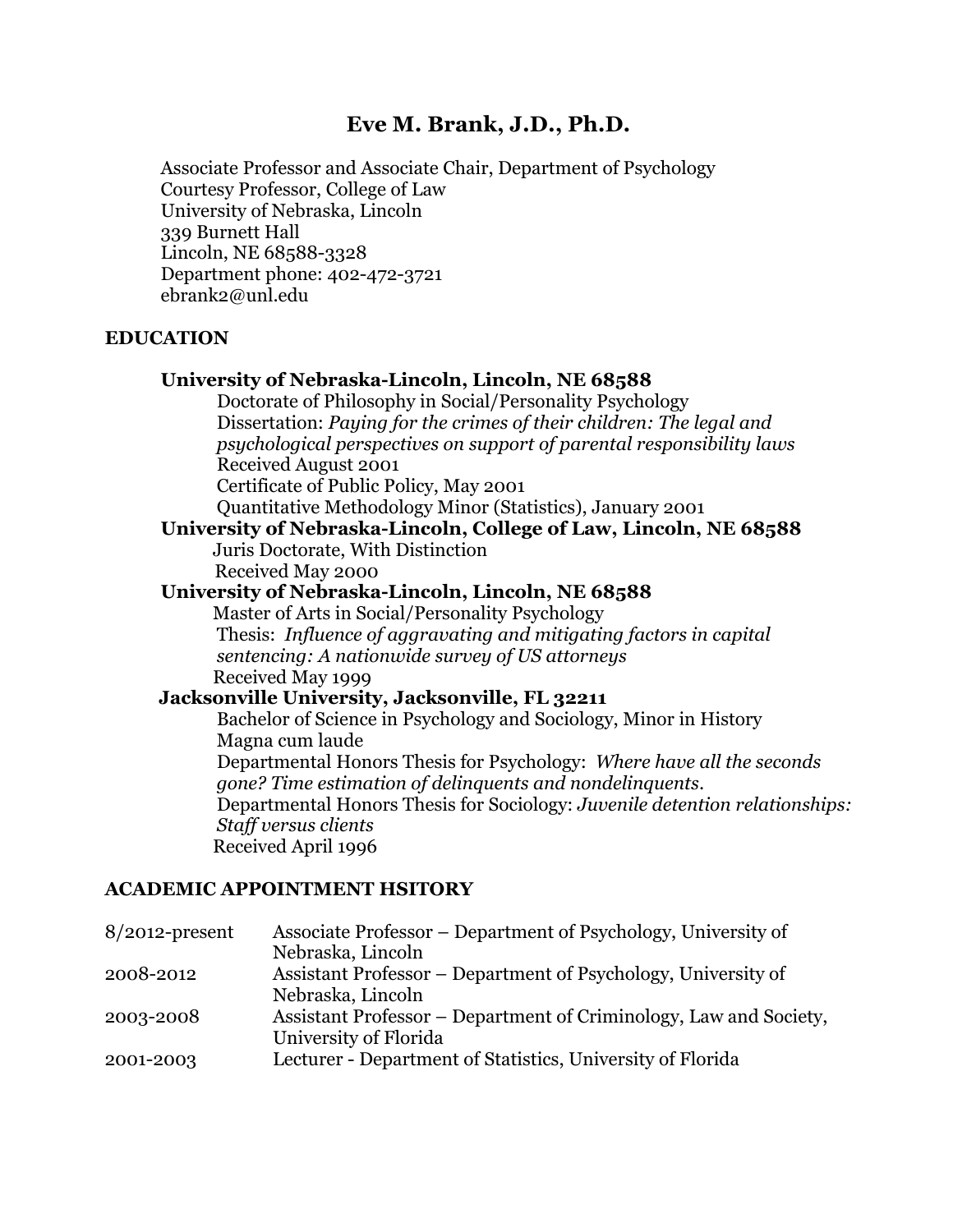# Eve M. Brank, J.D., Ph.D.

Associate Professor and Associate Chair, Department of Psychology
Courtesy Professor, College of Law
University of Nebraska, Lincoln
339 Burnett Hall
Lincoln, NE 68588-3328
Department phone: 402-472-3721
ebrank2@unl.edu

## EDUCATION

**University of Nebraska-Lincoln, Lincoln, NE 68588**
Doctorate of Philosophy in Social/Personality Psychology
Dissertation: *Paying for the crimes of their children: The legal and psychological perspectives on support of parental responsibility laws*
Received August 2001
Certificate of Public Policy, May 2001
Quantitative Methodology Minor (Statistics), January 2001

**University of Nebraska-Lincoln, College of Law, Lincoln, NE 68588**
Juris Doctorate, With Distinction
Received May 2000

**University of Nebraska-Lincoln, Lincoln, NE 68588**
Master of Arts in Social/Personality Psychology
Thesis: *Influence of aggravating and mitigating factors in capital sentencing: A nationwide survey of US attorneys*
Received May 1999

**Jacksonville University, Jacksonville, FL 32211**
Bachelor of Science in Psychology and Sociology, Minor in History
Magna cum laude
Departmental Honors Thesis for Psychology: *Where have all the seconds gone? Time estimation of delinquents and nondelinquents.*
Departmental Honors Thesis for Sociology: *Juvenile detention relationships: Staff versus clients*
Received April 1996

## ACADEMIC APPOINTMENT HSITORY

| | |
|---|---|
| 8/2012-present | Associate Professor – Department of Psychology, University of Nebraska, Lincoln |
| 2008-2012 | Assistant Professor – Department of Psychology, University of Nebraska, Lincoln |
| 2003-2008 | Assistant Professor – Department of Criminology, Law and Society, University of Florida |
| 2001-2003 | Lecturer - Department of Statistics, University of Florida |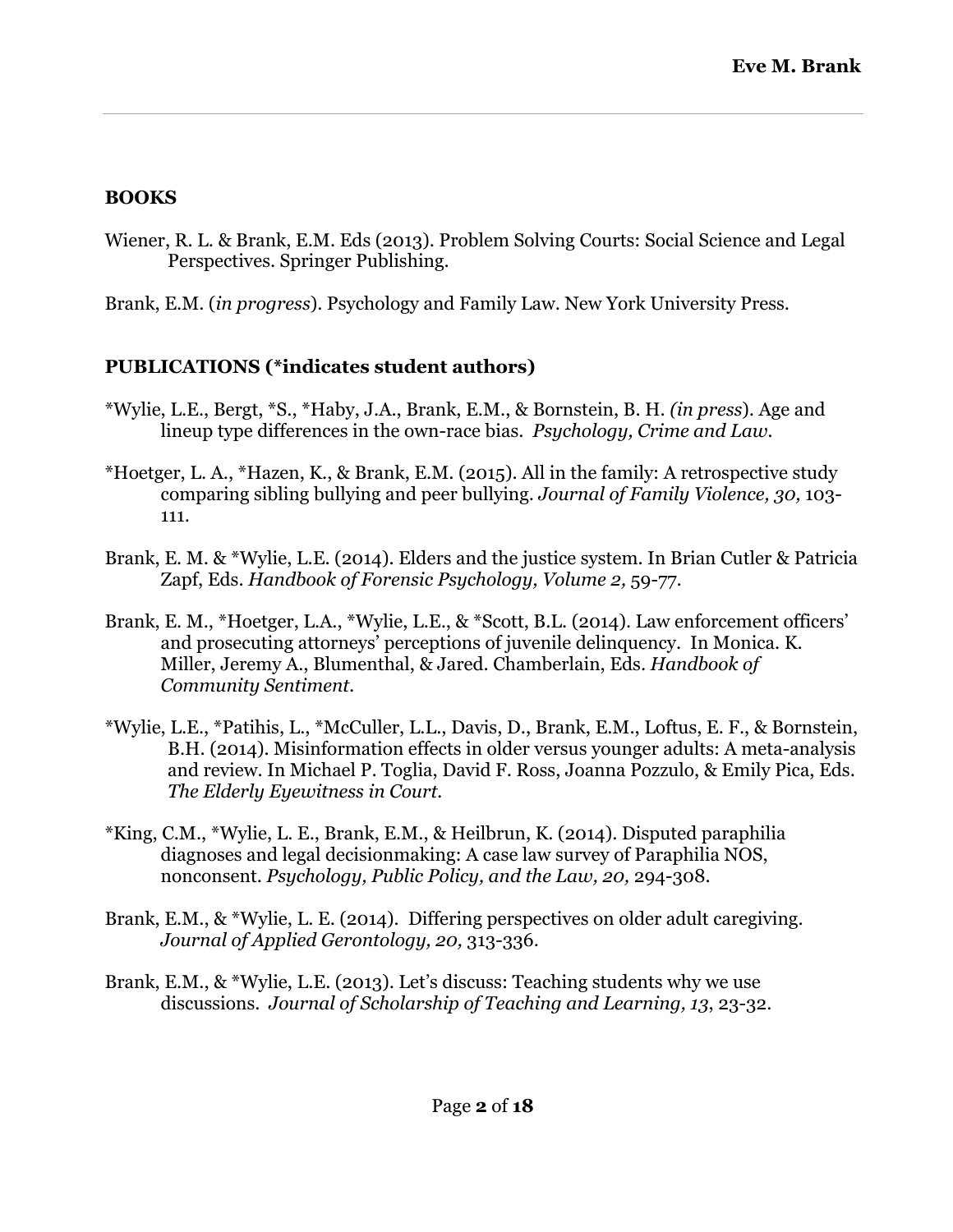## BOOKS

Wiener, R. L. & Brank, E.M. Eds (2013). Problem Solving Courts: Social Science and Legal Perspectives. Springer Publishing.

Brank, E.M. (*in progress*). Psychology and Family Law. New York University Press.

## PUBLICATIONS (*indicates student authors)

*Wylie, L.E., Bergt, *S., *Haby, J.A., Brank, E.M., & Bornstein, B. H. *(in press*). Age and lineup type differences in the own-race bias. *Psychology, Crime and Law.*

*Hoetger, L. A., *Hazen, K., & Brank, E.M. (2015). All in the family: A retrospective study comparing sibling bullying and peer bullying. *Journal of Family Violence, 30,* 103-111.

Brank, E. M. & *Wylie, L.E. (2014). Elders and the justice system. In Brian Cutler & Patricia Zapf, Eds. *Handbook of Forensic Psychology, Volume 2,* 59-77.

Brank, E. M., *Hoetger, L.A., *Wylie, L.E., & *Scott, B.L. (2014). Law enforcement officers' and prosecuting attorneys' perceptions of juvenile delinquency. In Monica. K. Miller, Jeremy A., Blumenthal, & Jared. Chamberlain, Eds. *Handbook of Community Sentiment.*

*Wylie, L.E., *Patihis, L., *McCuller, L.L., Davis, D., Brank, E.M., Loftus, E. F., & Bornstein, B.H. (2014). Misinformation effects in older versus younger adults: A meta-analysis and review. In Michael P. Toglia, David F. Ross, Joanna Pozzulo, & Emily Pica, Eds. *The Elderly Eyewitness in Court.*

*King, C.M., *Wylie, L. E., Brank, E.M., & Heilbrun, K. (2014). Disputed paraphilia diagnoses and legal decisionmaking: A case law survey of Paraphilia NOS, nonconsent. *Psychology, Public Policy, and the Law, 20,* 294-308.

Brank, E.M., & *Wylie, L. E. (2014). Differing perspectives on older adult caregiving. *Journal of Applied Gerontology, 20,* 313-336.

Brank, E.M., & *Wylie, L.E. (2013). Let's discuss: Teaching students why we use discussions. *Journal of Scholarship of Teaching and Learning, 13*, 23-32.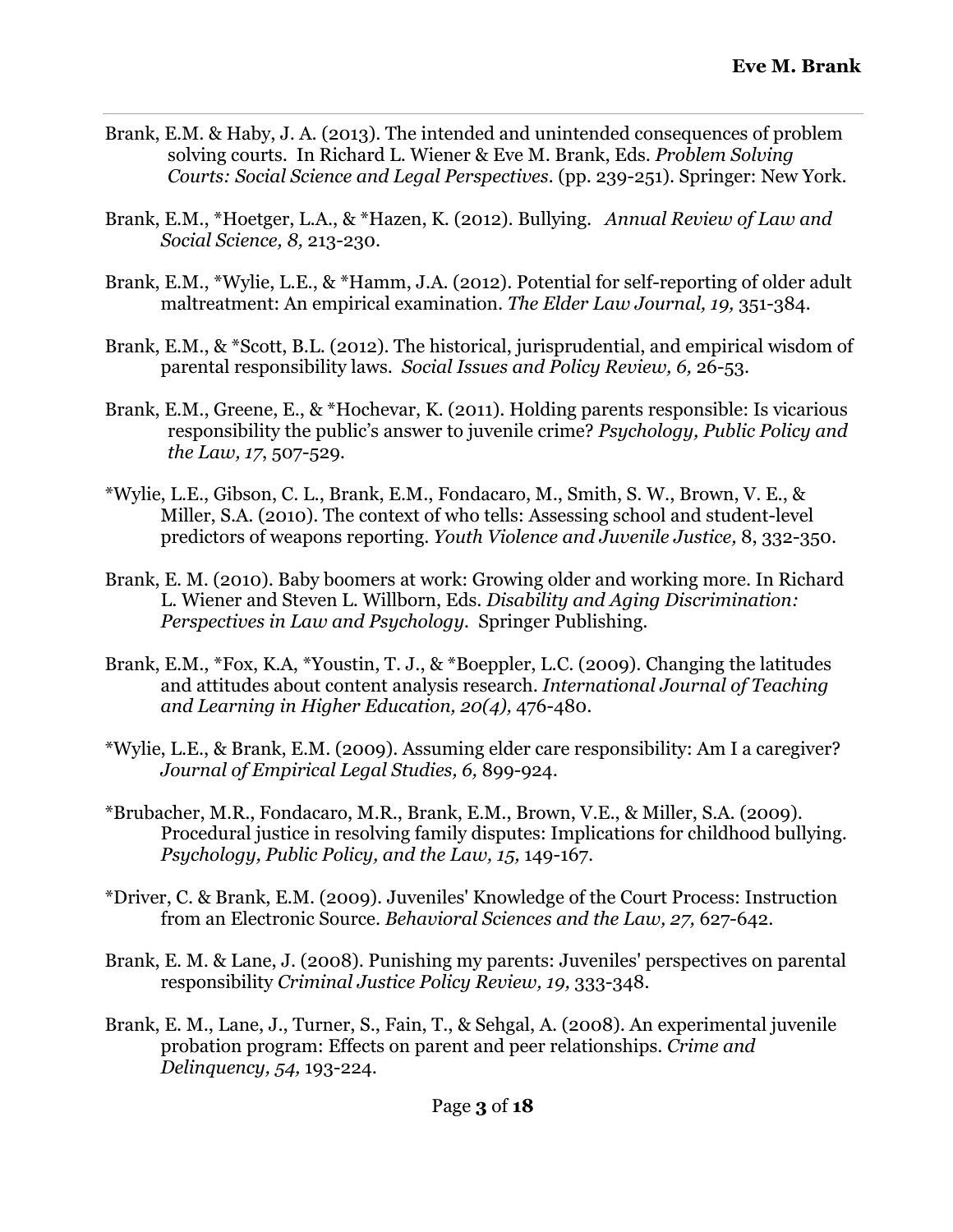Brank, E.M. & Haby, J. A. (2013). The intended and unintended consequences of problem solving courts. In Richard L. Wiener & Eve M. Brank, Eds. *Problem Solving Courts: Social Science and Legal Perspectives*. (pp. 239-251). Springer: New York.

Brank, E.M., *Hoetger, L.A., & *Hazen, K. (2012). Bullying. *Annual Review of Law and Social Science, 8,* 213-230.

Brank, E.M., *Wylie, L.E., & *Hamm, J.A. (2012). Potential for self-reporting of older adult maltreatment: An empirical examination. *The Elder Law Journal, 19,* 351-384.

Brank, E.M., & *Scott, B.L. (2012). The historical, jurisprudential, and empirical wisdom of parental responsibility laws. *Social Issues and Policy Review, 6,* 26-53.

Brank, E.M., Greene, E., & *Hochevar, K. (2011). Holding parents responsible: Is vicarious responsibility the public's answer to juvenile crime? *Psychology, Public Policy and the Law, 17,* 507-529.

*Wylie, L.E., Gibson, C. L., Brank, E.M., Fondacaro, M., Smith, S. W., Brown, V. E., & Miller, S.A. (2010). The context of who tells: Assessing school and student-level predictors of weapons reporting. *Youth Violence and Juvenile Justice,* 8, 332-350.

Brank, E. M. (2010). Baby boomers at work: Growing older and working more. In Richard L. Wiener and Steven L. Willborn, Eds. *Disability and Aging Discrimination: Perspectives in Law and Psychology*. Springer Publishing.

Brank, E.M., *Fox, K.A, *Youstin, T. J., & *Boeppler, L.C. (2009). Changing the latitudes and attitudes about content analysis research. *International Journal of Teaching and Learning in Higher Education, 20(4),* 476-480.

*Wylie, L.E., & Brank, E.M. (2009). Assuming elder care responsibility: Am I a caregiver? *Journal of Empirical Legal Studies, 6,* 899-924.

*Brubacher, M.R., Fondacaro, M.R., Brank, E.M., Brown, V.E., & Miller, S.A. (2009). Procedural justice in resolving family disputes: Implications for childhood bullying. *Psychology, Public Policy, and the Law, 15,* 149-167.

*Driver, C. & Brank, E.M. (2009). Juveniles' Knowledge of the Court Process: Instruction from an Electronic Source. *Behavioral Sciences and the Law, 27,* 627-642.

Brank, E. M. & Lane, J. (2008). Punishing my parents: Juveniles' perspectives on parental responsibility *Criminal Justice Policy Review, 19,* 333-348.

Brank, E. M., Lane, J., Turner, S., Fain, T., & Sehgal, A. (2008). An experimental juvenile probation program: Effects on parent and peer relationships. *Crime and Delinquency, 54,* 193-224.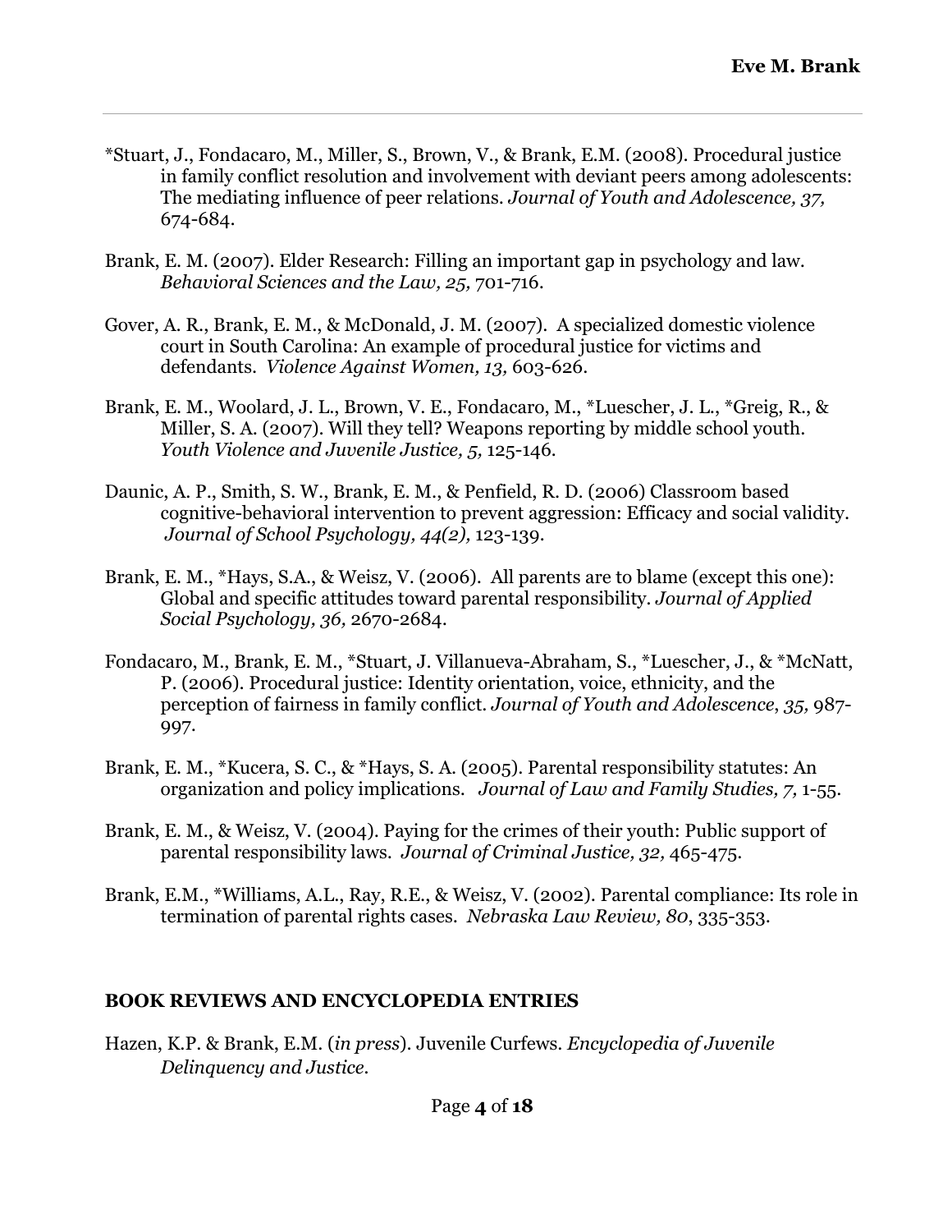*Stuart, J., Fondacaro, M., Miller, S., Brown, V., & Brank, E.M. (2008). Procedural justice in family conflict resolution and involvement with deviant peers among adolescents: The mediating influence of peer relations. *Journal of Youth and Adolescence, 37,* 674-684.

Brank, E. M. (2007). Elder Research: Filling an important gap in psychology and law. *Behavioral Sciences and the Law, 25,* 701-716.

Gover, A. R., Brank, E. M., & McDonald, J. M. (2007). A specialized domestic violence court in South Carolina: An example of procedural justice for victims and defendants. *Violence Against Women, 13,* 603-626.

Brank, E. M., Woolard, J. L., Brown, V. E., Fondacaro, M., *Luescher, J. L., *Greig, R., & Miller, S. A. (2007). Will they tell? Weapons reporting by middle school youth. *Youth Violence and Juvenile Justice, 5,* 125-146.

Daunic, A. P., Smith, S. W., Brank, E. M., & Penfield, R. D. (2006) Classroom based cognitive-behavioral intervention to prevent aggression: Efficacy and social validity. *Journal of School Psychology, 44(2),* 123-139.

Brank, E. M., *Hays, S.A., & Weisz, V. (2006). All parents are to blame (except this one): Global and specific attitudes toward parental responsibility. *Journal of Applied Social Psychology, 36,* 2670-2684.

Fondacaro, M., Brank, E. M., *Stuart, J. Villanueva-Abraham, S., *Luescher, J., & *McNatt, P. (2006). Procedural justice: Identity orientation, voice, ethnicity, and the perception of fairness in family conflict. *Journal of Youth and Adolescence*, *35,* 987-997.

Brank, E. M., *Kucera, S. C., & *Hays, S. A. (2005). Parental responsibility statutes: An organization and policy implications. *Journal of Law and Family Studies, 7,* 1-55.

Brank, E. M., & Weisz, V. (2004). Paying for the crimes of their youth: Public support of parental responsibility laws. *Journal of Criminal Justice, 32,* 465-475.

Brank, E.M., *Williams, A.L., Ray, R.E., & Weisz, V. (2002). Parental compliance: Its role in termination of parental rights cases. *Nebraska Law Review, 80*, 335-353.

## BOOK REVIEWS AND ENCYCLOPEDIA ENTRIES

Hazen, K.P. & Brank, E.M. (*in press*). Juvenile Curfews. *Encyclopedia of Juvenile Delinquency and Justice.*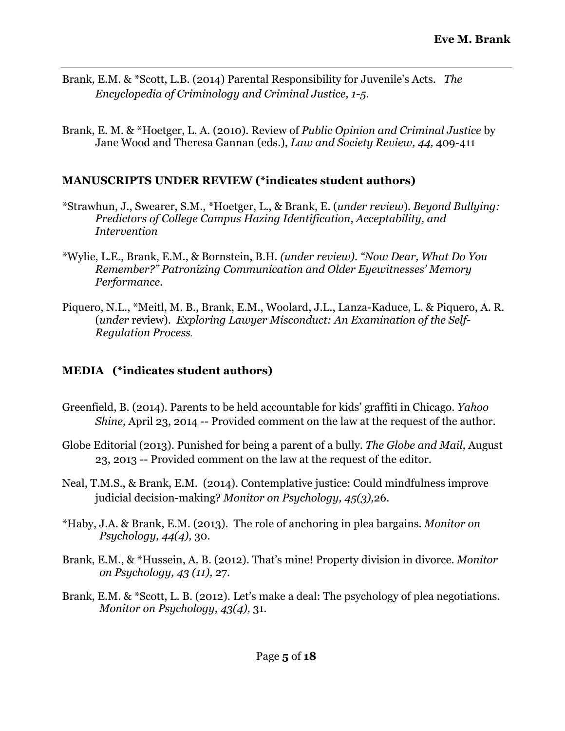Brank, E.M. & *Scott, L.B. (2014) Parental Responsibility for Juvenile's Acts. *The Encyclopedia of Criminology and Criminal Justice, 1-5.*

Brank, E. M. & *Hoetger, L. A. (2010). Review of *Public Opinion and Criminal Justice* by Jane Wood and Theresa Gannan (eds.), *Law and Society Review, 44,* 409-411

## MANUSCRIPTS UNDER REVIEW (*indicates student authors)

*Strawhun, J., Swearer, S.M., *Hoetger, L., & Brank, E. (*under review*). *Beyond Bullying: Predictors of College Campus Hazing Identification, Acceptability, and Intervention*

*Wylie, L.E., Brank, E.M., & Bornstein, B.H. *(under review). "Now Dear, What Do You Remember?" Patronizing Communication and Older Eyewitnesses' Memory Performance.*

Piquero, N.L., *Meitl, M. B., Brank, E.M., Woolard, J.L., Lanza-Kaduce, L. & Piquero, A. R. (*under* review). *Exploring Lawyer Misconduct: An Examination of the Self-Regulation Process.*

## MEDIA (*indicates student authors)

Greenfield, B. (2014). Parents to be held accountable for kids' graffiti in Chicago. *Yahoo Shine,* April 23, 2014 -- Provided comment on the law at the request of the author.

Globe Editorial (2013). Punished for being a parent of a bully. *The Globe and Mail,* August 23, 2013 -- Provided comment on the law at the request of the editor.

Neal, T.M.S., & Brank, E.M. (2014). Contemplative justice: Could mindfulness improve judicial decision-making? *Monitor on Psychology, 45(3),*26.

*Haby, J.A. & Brank, E.M. (2013). The role of anchoring in plea bargains. *Monitor on Psychology, 44(4),* 30.

Brank, E.M., & *Hussein, A. B. (2012). That's mine! Property division in divorce. *Monitor on Psychology, 43 (11),* 27.

Brank, E.M. & *Scott, L. B. (2012). Let's make a deal: The psychology of plea negotiations. *Monitor on Psychology, 43(4),* 31.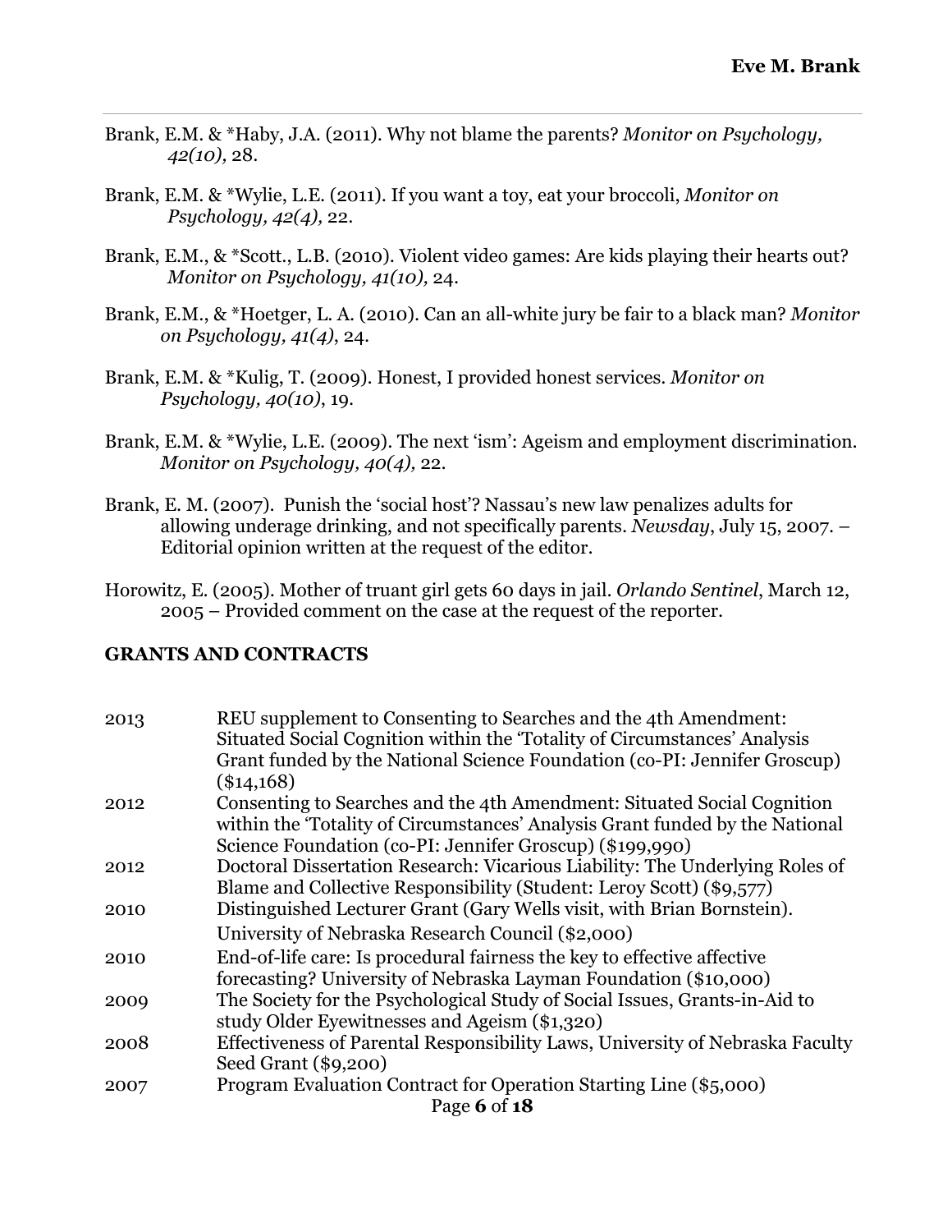Brank, E.M. & *Haby, J.A. (2011). Why not blame the parents? *Monitor on Psychology, 42(10),* 28.

Brank, E.M. & *Wylie, L.E. (2011). If you want a toy, eat your broccoli, *Monitor on Psychology, 42(4),* 22.

Brank, E.M., & *Scott., L.B. (2010). Violent video games: Are kids playing their hearts out? *Monitor on Psychology, 41(10),* 24.

Brank, E.M., & *Hoetger, L. A. (2010). Can an all-white jury be fair to a black man? *Monitor on Psychology, 41(4)*, 24.

Brank, E.M. & *Kulig, T. (2009). Honest, I provided honest services. *Monitor on Psychology, 40(10)*, 19.

Brank, E.M. & *Wylie, L.E. (2009). The next 'ism': Ageism and employment discrimination. *Monitor on Psychology, 40(4),* 22.

Brank, E. M. (2007). Punish the 'social host'? Nassau's new law penalizes adults for allowing underage drinking, and not specifically parents. *Newsday*, July 15, 2007. – Editorial opinion written at the request of the editor.

Horowitz, E. (2005). Mother of truant girl gets 60 days in jail. *Orlando Sentinel*, March 12, 2005 – Provided comment on the case at the request of the reporter.

## GRANTS AND CONTRACTS

| | |
|---|---|
| 2013 | REU supplement to Consenting to Searches and the 4th Amendment: Situated Social Cognition within the 'Totality of Circumstances' Analysis Grant funded by the National Science Foundation (co-PI: Jennifer Groscup) ($14,168) |
| 2012 | Consenting to Searches and the 4th Amendment: Situated Social Cognition within the 'Totality of Circumstances' Analysis Grant funded by the National Science Foundation (co-PI: Jennifer Groscup) ($199,990) |
| 2012 | Doctoral Dissertation Research: Vicarious Liability: The Underlying Roles of Blame and Collective Responsibility (Student: Leroy Scott) ($9,577) |
| 2010 | Distinguished Lecturer Grant (Gary Wells visit, with Brian Bornstein). University of Nebraska Research Council ($2,000) |
| 2010 | End-of-life care: Is procedural fairness the key to effective affective forecasting? University of Nebraska Layman Foundation ($10,000) |
| 2009 | The Society for the Psychological Study of Social Issues, Grants-in-Aid to study Older Eyewitnesses and Ageism ($1,320) |
| 2008 | Effectiveness of Parental Responsibility Laws, University of Nebraska Faculty Seed Grant ($9,200) |
| 2007 | Program Evaluation Contract for Operation Starting Line ($5,000) |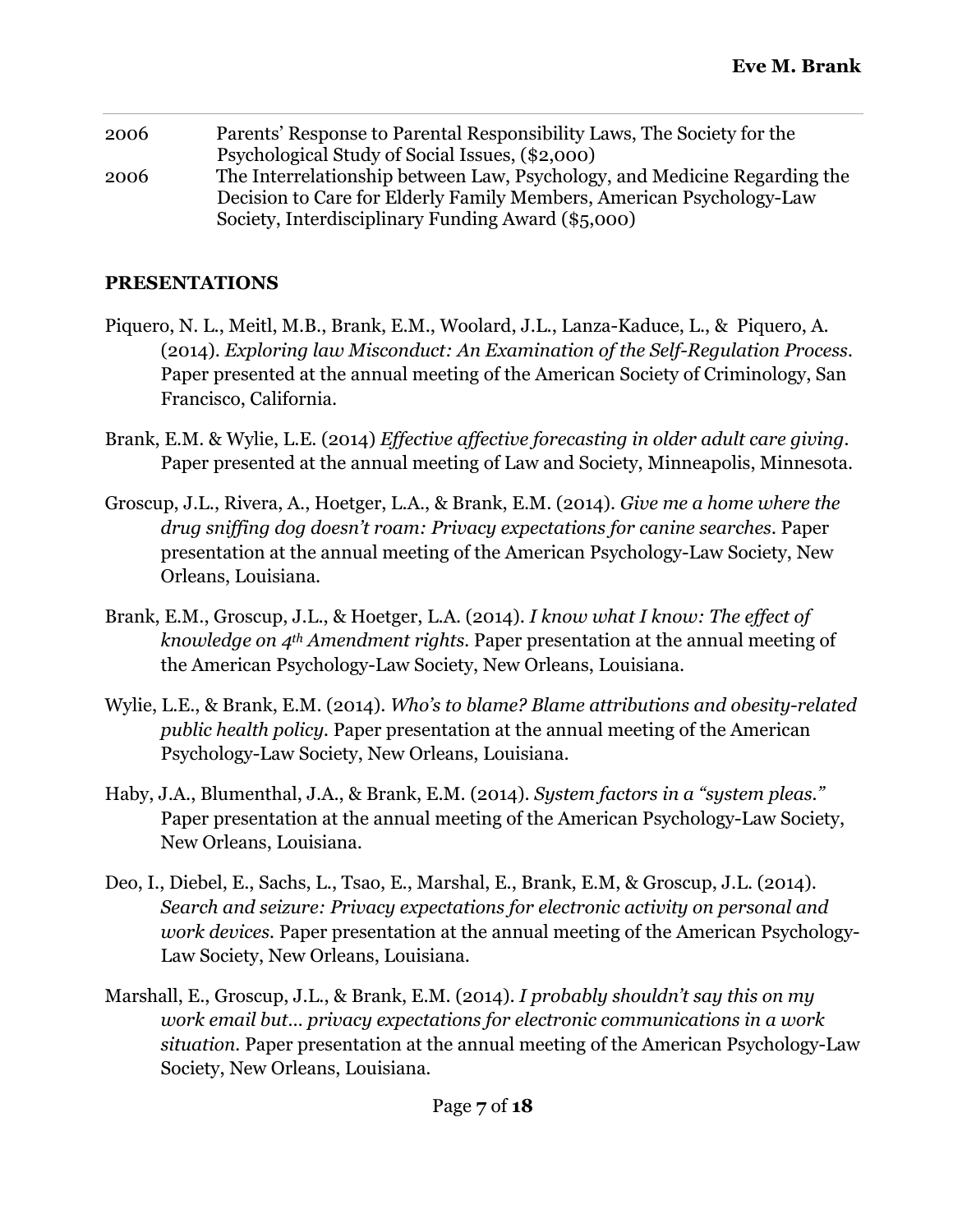2006 Parents' Response to Parental Responsibility Laws, The Society for the Psychological Study of Social Issues, ($2,000)

2006 The Interrelationship between Law, Psychology, and Medicine Regarding the Decision to Care for Elderly Family Members, American Psychology-Law Society, Interdisciplinary Funding Award ($5,000)

## PRESENTATIONS

Piquero, N. L., Meitl, M.B., Brank, E.M., Woolard, J.L., Lanza-Kaduce, L., & Piquero, A. (2014). *Exploring law Misconduct: An Examination of the Self-Regulation Process*. Paper presented at the annual meeting of the American Society of Criminology, San Francisco, California.

Brank, E.M. & Wylie, L.E. (2014) *Effective affective forecasting in older adult care giving*. Paper presented at the annual meeting of Law and Society, Minneapolis, Minnesota.

Groscup, J.L., Rivera, A., Hoetger, L.A., & Brank, E.M. (2014). *Give me a home where the drug sniffing dog doesn't roam: Privacy expectations for canine searches.* Paper presentation at the annual meeting of the American Psychology-Law Society, New Orleans, Louisiana.

Brank, E.M., Groscup, J.L., & Hoetger, L.A. (2014). *I know what I know: The effect of knowledge on 4th Amendment rights.* Paper presentation at the annual meeting of the American Psychology-Law Society, New Orleans, Louisiana.

Wylie, L.E., & Brank, E.M. (2014). *Who's to blame? Blame attributions and obesity-related public health policy.* Paper presentation at the annual meeting of the American Psychology-Law Society, New Orleans, Louisiana.

Haby, J.A., Blumenthal, J.A., & Brank, E.M. (2014). *System factors in a "system pleas."* Paper presentation at the annual meeting of the American Psychology-Law Society, New Orleans, Louisiana.

Deo, I., Diebel, E., Sachs, L., Tsao, E., Marshal, E., Brank, E.M, & Groscup, J.L. (2014). *Search and seizure: Privacy expectations for electronic activity on personal and work devices.* Paper presentation at the annual meeting of the American Psychology-Law Society, New Orleans, Louisiana.

Marshall, E., Groscup, J.L., & Brank, E.M. (2014). *I probably shouldn't say this on my work email but… privacy expectations for electronic communications in a work situation.* Paper presentation at the annual meeting of the American Psychology-Law Society, New Orleans, Louisiana.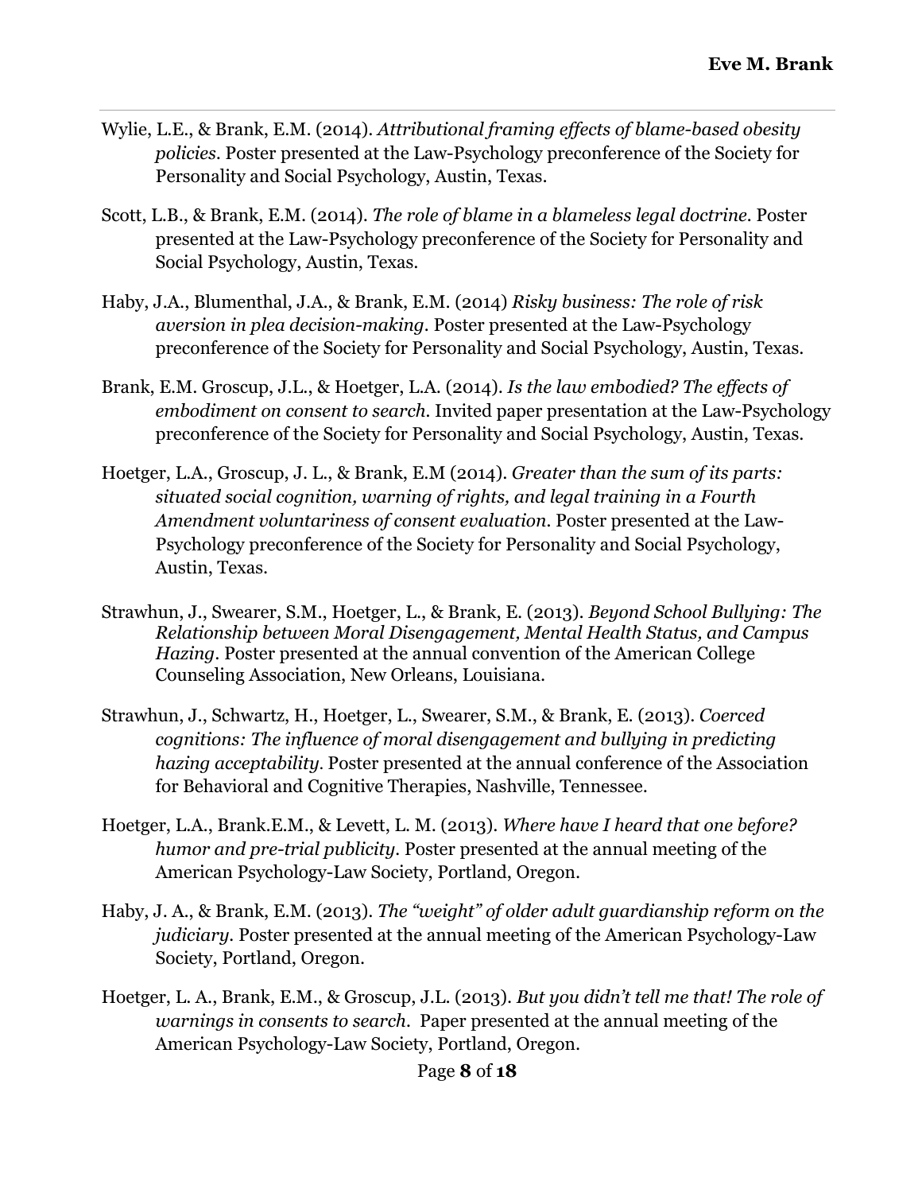Wylie, L.E., & Brank, E.M. (2014). *Attributional framing effects of blame-based obesity policies*. Poster presented at the Law-Psychology preconference of the Society for Personality and Social Psychology, Austin, Texas.

Scott, L.B., & Brank, E.M. (2014). *The role of blame in a blameless legal doctrine*. Poster presented at the Law-Psychology preconference of the Society for Personality and Social Psychology, Austin, Texas.

Haby, J.A., Blumenthal, J.A., & Brank, E.M. (2014) *Risky business: The role of risk aversion in plea decision-making*. Poster presented at the Law-Psychology preconference of the Society for Personality and Social Psychology, Austin, Texas.

Brank, E.M. Groscup, J.L., & Hoetger, L.A. (2014). *Is the law embodied? The effects of embodiment on consent to search*. Invited paper presentation at the Law-Psychology preconference of the Society for Personality and Social Psychology, Austin, Texas.

Hoetger, L.A., Groscup, J. L., & Brank, E.M (2014). *Greater than the sum of its parts: situated social cognition, warning of rights, and legal training in a Fourth Amendment voluntariness of consent evaluation*. Poster presented at the Law-Psychology preconference of the Society for Personality and Social Psychology, Austin, Texas.

Strawhun, J., Swearer, S.M., Hoetger, L., & Brank, E. (2013). *Beyond School Bullying: The Relationship between Moral Disengagement, Mental Health Status, and Campus Hazing*. Poster presented at the annual convention of the American College Counseling Association, New Orleans, Louisiana.

Strawhun, J., Schwartz, H., Hoetger, L., Swearer, S.M., & Brank, E. (2013). *Coerced cognitions: The influence of moral disengagement and bullying in predicting hazing acceptability*. Poster presented at the annual conference of the Association for Behavioral and Cognitive Therapies, Nashville, Tennessee.

Hoetger, L.A., Brank.E.M., & Levett, L. M. (2013). *Where have I heard that one before? humor and pre-trial publicity*. Poster presented at the annual meeting of the American Psychology-Law Society, Portland, Oregon.

Haby, J. A., & Brank, E.M. (2013). *The "weight" of older adult guardianship reform on the judiciary*. Poster presented at the annual meeting of the American Psychology-Law Society, Portland, Oregon.

Hoetger, L. A., Brank, E.M., & Groscup, J.L. (2013). *But you didn't tell me that! The role of warnings in consents to search*. Paper presented at the annual meeting of the American Psychology-Law Society, Portland, Oregon.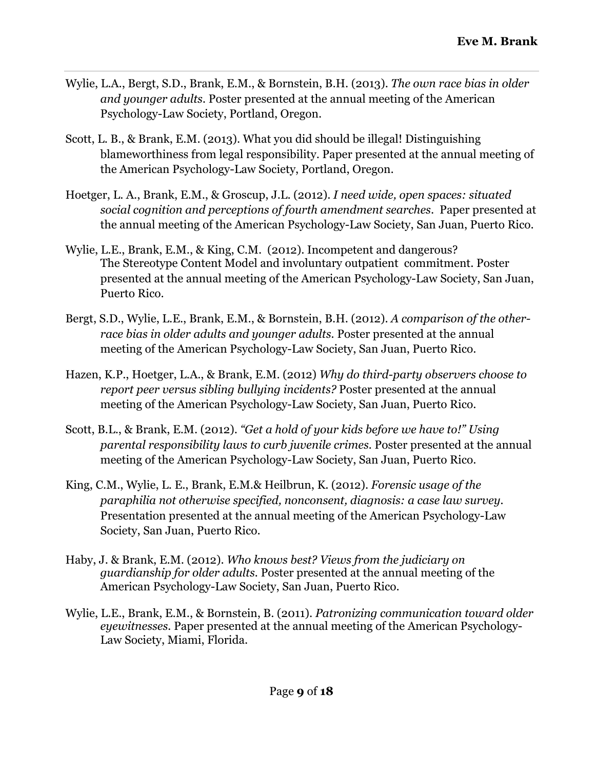Wylie, L.A., Bergt, S.D., Brank, E.M., & Bornstein, B.H. (2013). *The own race bias in older and younger adults.* Poster presented at the annual meeting of the American Psychology-Law Society, Portland, Oregon.

Scott, L. B., & Brank, E.M. (2013). What you did should be illegal! Distinguishing blameworthiness from legal responsibility. Paper presented at the annual meeting of the American Psychology-Law Society, Portland, Oregon.

Hoetger, L. A., Brank, E.M., & Groscup, J.L. (2012). *I need wide, open spaces: situated social cognition and perceptions of fourth amendment searches.* Paper presented at the annual meeting of the American Psychology-Law Society, San Juan, Puerto Rico.

Wylie, L.E., Brank, E.M., & King, C.M. (2012). Incompetent and dangerous? The Stereotype Content Model and involuntary outpatient commitment. Poster presented at the annual meeting of the American Psychology-Law Society, San Juan, Puerto Rico.

Bergt, S.D., Wylie, L.E., Brank, E.M., & Bornstein, B.H. (2012). *A comparison of the other-race bias in older adults and younger adults.* Poster presented at the annual meeting of the American Psychology-Law Society, San Juan, Puerto Rico.

Hazen, K.P., Hoetger, L.A., & Brank, E.M. (2012) *Why do third-party observers choose to report peer versus sibling bullying incidents?* Poster presented at the annual meeting of the American Psychology-Law Society, San Juan, Puerto Rico.

Scott, B.L., & Brank, E.M. (2012). *"Get a hold of your kids before we have to!" Using parental responsibility laws to curb juvenile crimes.* Poster presented at the annual meeting of the American Psychology-Law Society, San Juan, Puerto Rico.

King, C.M., Wylie, L. E., Brank, E.M.& Heilbrun, K. (2012). *Forensic usage of the paraphilia not otherwise specified, nonconsent, diagnosis: a case law survey.* Presentation presented at the annual meeting of the American Psychology-Law Society, San Juan, Puerto Rico.

Haby, J. & Brank, E.M. (2012). *Who knows best? Views from the judiciary on guardianship for older adults.* Poster presented at the annual meeting of the American Psychology-Law Society, San Juan, Puerto Rico.

Wylie, L.E., Brank, E.M., & Bornstein, B. (2011). *Patronizing communication toward older eyewitnesses.* Paper presented at the annual meeting of the American Psychology-Law Society, Miami, Florida.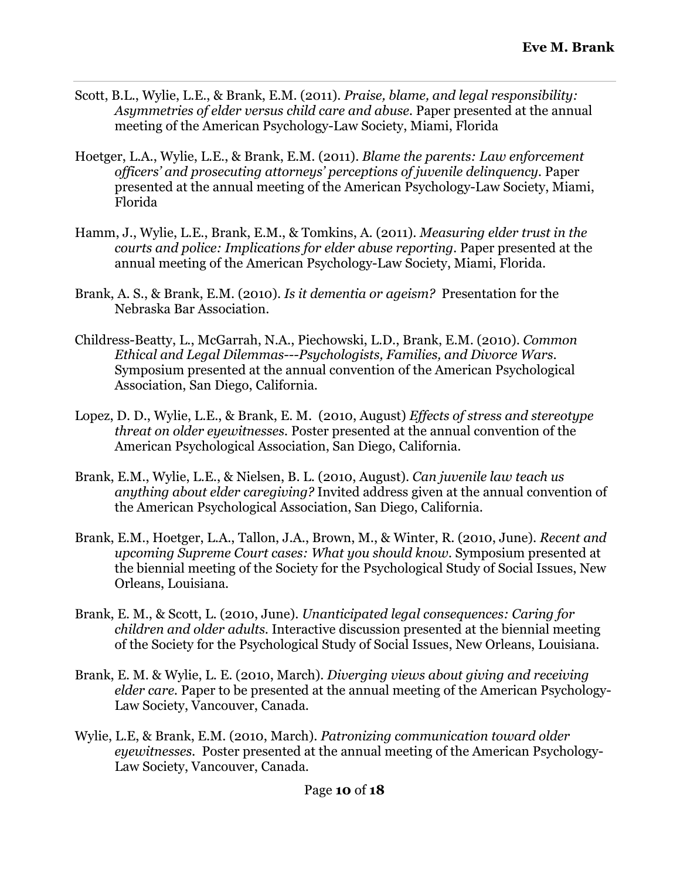Scott, B.L., Wylie, L.E., & Brank, E.M. (2011). *Praise, blame, and legal responsibility: Asymmetries of elder versus child care and abuse.* Paper presented at the annual meeting of the American Psychology-Law Society, Miami, Florida

Hoetger, L.A., Wylie, L.E., & Brank, E.M. (2011). *Blame the parents: Law enforcement officers' and prosecuting attorneys' perceptions of juvenile delinquency.* Paper presented at the annual meeting of the American Psychology-Law Society, Miami, Florida

Hamm, J., Wylie, L.E., Brank, E.M., & Tomkins, A. (2011). *Measuring elder trust in the courts and police: Implications for elder abuse reporting.* Paper presented at the annual meeting of the American Psychology-Law Society, Miami, Florida.

Brank, A. S., & Brank, E.M. (2010). *Is it dementia or ageism?* Presentation for the Nebraska Bar Association.

Childress-Beatty, L., McGarrah, N.A., Piechowski, L.D., Brank, E.M. (2010). *Common Ethical and Legal Dilemmas---Psychologists, Families, and Divorce Wars.* Symposium presented at the annual convention of the American Psychological Association, San Diego, California.

Lopez, D. D., Wylie, L.E., & Brank, E. M. (2010, August) *Effects of stress and stereotype threat on older eyewitnesses.* Poster presented at the annual convention of the American Psychological Association, San Diego, California.

Brank, E.M., Wylie, L.E., & Nielsen, B. L. (2010, August). *Can juvenile law teach us anything about elder caregiving?* Invited address given at the annual convention of the American Psychological Association, San Diego, California.

Brank, E.M., Hoetger, L.A., Tallon, J.A., Brown, M., & Winter, R. (2010, June). *Recent and upcoming Supreme Court cases: What you should know.* Symposium presented at the biennial meeting of the Society for the Psychological Study of Social Issues, New Orleans, Louisiana.

Brank, E. M., & Scott, L. (2010, June). *Unanticipated legal consequences: Caring for children and older adults.* Interactive discussion presented at the biennial meeting of the Society for the Psychological Study of Social Issues, New Orleans, Louisiana.

Brank, E. M. & Wylie, L. E. (2010, March). *Diverging views about giving and receiving elder care.* Paper to be presented at the annual meeting of the American Psychology-Law Society, Vancouver, Canada.

Wylie, L.E, & Brank, E.M. (2010, March). *Patronizing communication toward older eyewitnesses.* Poster presented at the annual meeting of the American Psychology-Law Society, Vancouver, Canada.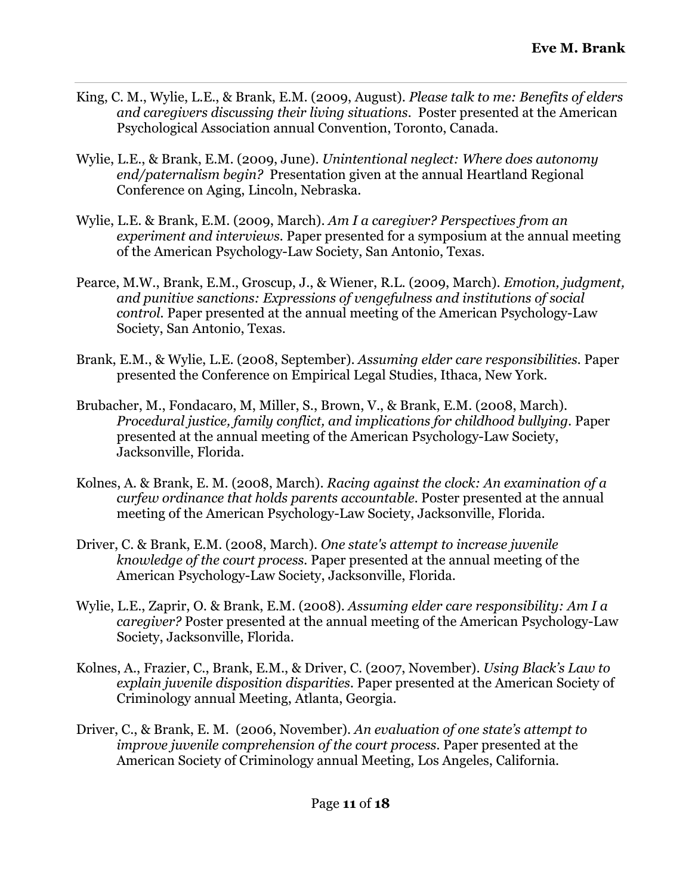King, C. M., Wylie, L.E., & Brank, E.M. (2009, August). *Please talk to me: Benefits of elders and caregivers discussing their living situations*. Poster presented at the American Psychological Association annual Convention, Toronto, Canada.

Wylie, L.E., & Brank, E.M. (2009, June). *Unintentional neglect: Where does autonomy end/paternalism begin?* Presentation given at the annual Heartland Regional Conference on Aging, Lincoln, Nebraska.

Wylie, L.E. & Brank, E.M. (2009, March). *Am I a caregiver? Perspectives from an experiment and interviews*. Paper presented for a symposium at the annual meeting of the American Psychology-Law Society, San Antonio, Texas.

Pearce, M.W., Brank, E.M., Groscup, J., & Wiener, R.L. (2009, March). *Emotion, judgment, and punitive sanctions: Expressions of vengefulness and institutions of social control*. Paper presented at the annual meeting of the American Psychology-Law Society, San Antonio, Texas.

Brank, E.M., & Wylie, L.E. (2008, September). *Assuming elder care responsibilities*. Paper presented the Conference on Empirical Legal Studies, Ithaca, New York.

Brubacher, M., Fondacaro, M, Miller, S., Brown, V., & Brank, E.M. (2008, March). *Procedural justice, family conflict, and implications for childhood bullying*. Paper presented at the annual meeting of the American Psychology-Law Society, Jacksonville, Florida.

Kolnes, A. & Brank, E. M. (2008, March). *Racing against the clock: An examination of a curfew ordinance that holds parents accountable*. Poster presented at the annual meeting of the American Psychology-Law Society, Jacksonville, Florida.

Driver, C. & Brank, E.M. (2008, March). *One state's attempt to increase juvenile knowledge of the court process*. Paper presented at the annual meeting of the American Psychology-Law Society, Jacksonville, Florida.

Wylie, L.E., Zaprir, O. & Brank, E.M. (2008). *Assuming elder care responsibility: Am I a caregiver?* Poster presented at the annual meeting of the American Psychology-Law Society, Jacksonville, Florida.

Kolnes, A., Frazier, C., Brank, E.M., & Driver, C. (2007, November). *Using Black's Law to explain juvenile disposition disparities*. Paper presented at the American Society of Criminology annual Meeting, Atlanta, Georgia.

Driver, C., & Brank, E. M. (2006, November). *An evaluation of one state's attempt to improve juvenile comprehension of the court process*. Paper presented at the American Society of Criminology annual Meeting, Los Angeles, California.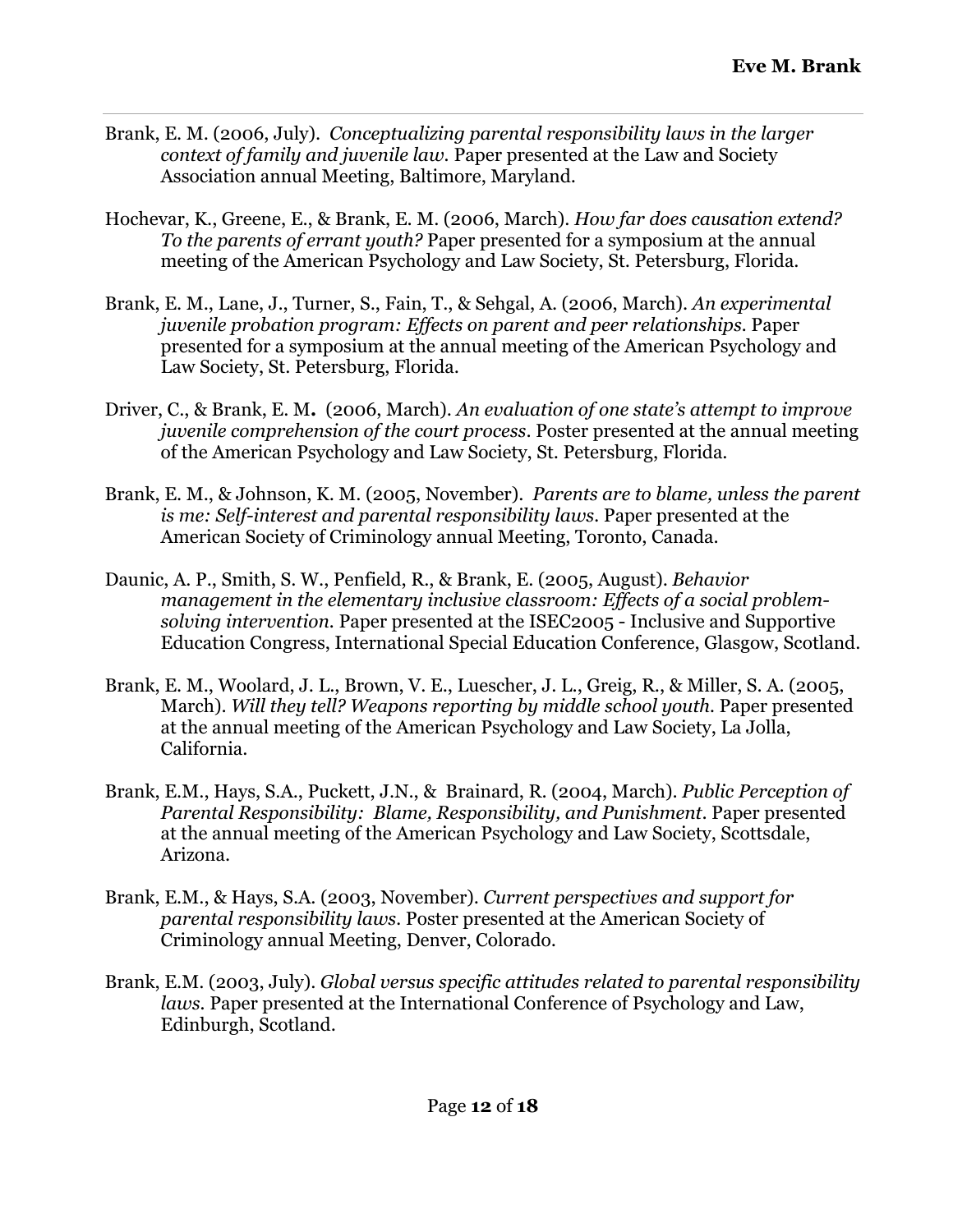Brank, E. M. (2006, July). *Conceptualizing parental responsibility laws in the larger context of family and juvenile law.* Paper presented at the Law and Society Association annual Meeting, Baltimore, Maryland.

Hochevar, K., Greene, E., & Brank, E. M. (2006, March). *How far does causation extend? To the parents of errant youth?* Paper presented for a symposium at the annual meeting of the American Psychology and Law Society, St. Petersburg, Florida.

Brank, E. M., Lane, J., Turner, S., Fain, T., & Sehgal, A. (2006, March). *An experimental juvenile probation program: Effects on parent and peer relationships.* Paper presented for a symposium at the annual meeting of the American Psychology and Law Society, St. Petersburg, Florida.

Driver, C., & Brank, E. M**.** (2006, March). *An evaluation of one state's attempt to improve juvenile comprehension of the court process.* Poster presented at the annual meeting of the American Psychology and Law Society, St. Petersburg, Florida.

Brank, E. M., & Johnson, K. M. (2005, November). *Parents are to blame, unless the parent is me: Self-interest and parental responsibility laws.* Paper presented at the American Society of Criminology annual Meeting, Toronto, Canada.

Daunic, A. P., Smith, S. W., Penfield, R., & Brank, E. (2005, August). *Behavior management in the elementary inclusive classroom: Effects of a social problem-solving intervention.* Paper presented at the ISEC2005 - Inclusive and Supportive Education Congress, International Special Education Conference, Glasgow, Scotland.

Brank, E. M., Woolard, J. L., Brown, V. E., Luescher, J. L., Greig, R., & Miller, S. A. (2005, March). *Will they tell? Weapons reporting by middle school youth.* Paper presented at the annual meeting of the American Psychology and Law Society, La Jolla, California.

Brank, E.M., Hays, S.A., Puckett, J.N., & Brainard, R. (2004, March). *Public Perception of Parental Responsibility: Blame, Responsibility, and Punishment.* Paper presented at the annual meeting of the American Psychology and Law Society, Scottsdale, Arizona.

Brank, E.M., & Hays, S.A. (2003, November). *Current perspectives and support for parental responsibility laws.* Poster presented at the American Society of Criminology annual Meeting, Denver, Colorado.

Brank, E.M. (2003, July). *Global versus specific attitudes related to parental responsibility laws.* Paper presented at the International Conference of Psychology and Law, Edinburgh, Scotland.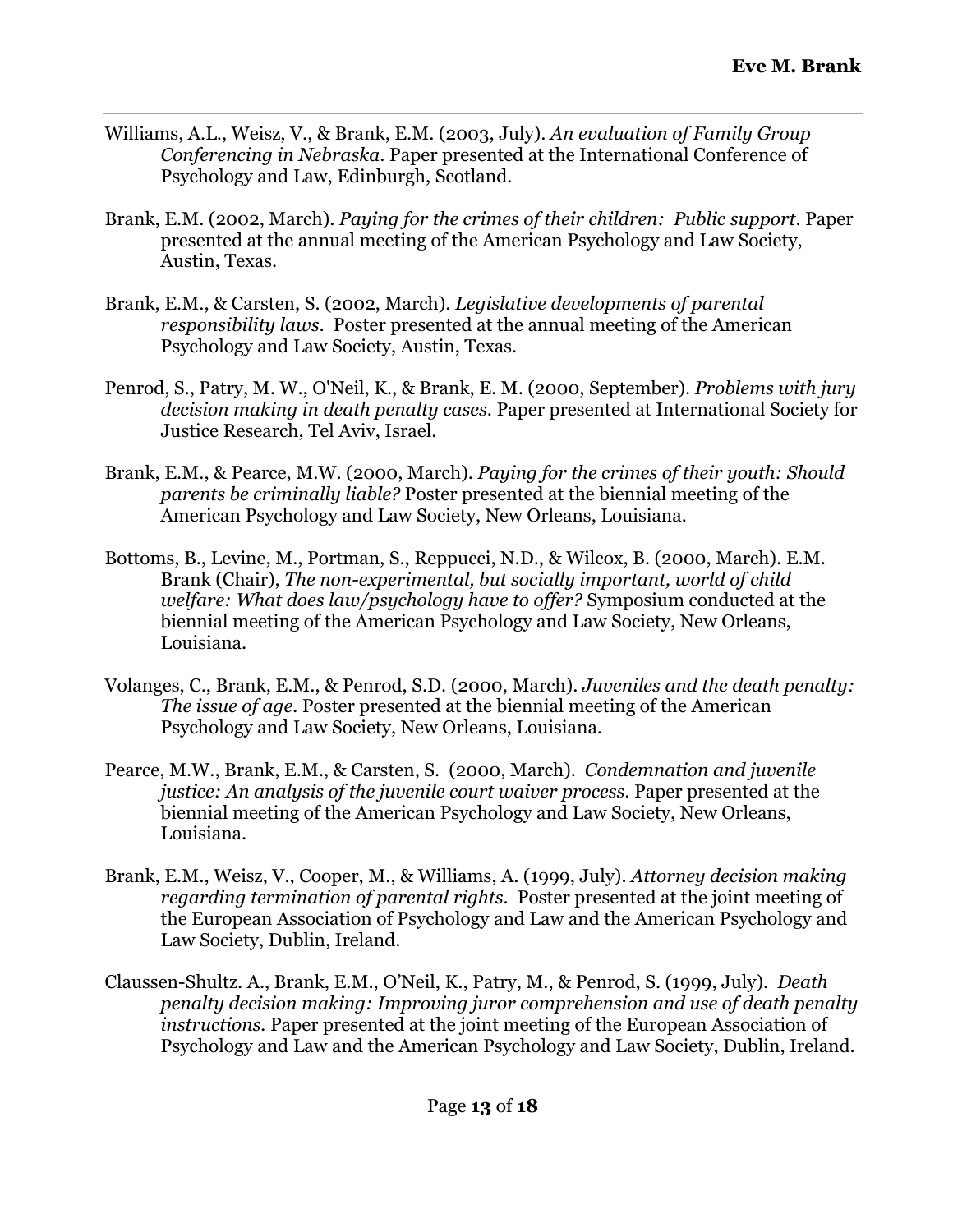Williams, A.L., Weisz, V., & Brank, E.M. (2003, July). *An evaluation of Family Group Conferencing in Nebraska.* Paper presented at the International Conference of Psychology and Law, Edinburgh, Scotland.

Brank, E.M. (2002, March). *Paying for the crimes of their children: Public support.* Paper presented at the annual meeting of the American Psychology and Law Society, Austin, Texas.

Brank, E.M., & Carsten, S. (2002, March). *Legislative developments of parental responsibility laws.* Poster presented at the annual meeting of the American Psychology and Law Society, Austin, Texas.

Penrod, S., Patry, M. W., O'Neil, K., & Brank, E. M. (2000, September). *Problems with jury decision making in death penalty cases.* Paper presented at International Society for Justice Research, Tel Aviv, Israel.

Brank, E.M., & Pearce, M.W. (2000, March). *Paying for the crimes of their youth: Should parents be criminally liable?* Poster presented at the biennial meeting of the American Psychology and Law Society, New Orleans, Louisiana.

Bottoms, B., Levine, M., Portman, S., Reppucci, N.D., & Wilcox, B. (2000, March). E.M. Brank (Chair), *The non-experimental, but socially important, world of child welfare: What does law/psychology have to offer?* Symposium conducted at the biennial meeting of the American Psychology and Law Society, New Orleans, Louisiana.

Volanges, C., Brank, E.M., & Penrod, S.D. (2000, March). *Juveniles and the death penalty: The issue of age.* Poster presented at the biennial meeting of the American Psychology and Law Society, New Orleans, Louisiana.

Pearce, M.W., Brank, E.M., & Carsten, S. (2000, March). *Condemnation and juvenile justice: An analysis of the juvenile court waiver process.* Paper presented at the biennial meeting of the American Psychology and Law Society, New Orleans, Louisiana.

Brank, E.M., Weisz, V., Cooper, M., & Williams, A. (1999, July). *Attorney decision making regarding termination of parental rights.* Poster presented at the joint meeting of the European Association of Psychology and Law and the American Psychology and Law Society, Dublin, Ireland.

Claussen-Shultz. A., Brank, E.M., O'Neil, K., Patry, M., & Penrod, S. (1999, July). *Death penalty decision making: Improving juror comprehension and use of death penalty instructions.* Paper presented at the joint meeting of the European Association of Psychology and Law and the American Psychology and Law Society, Dublin, Ireland.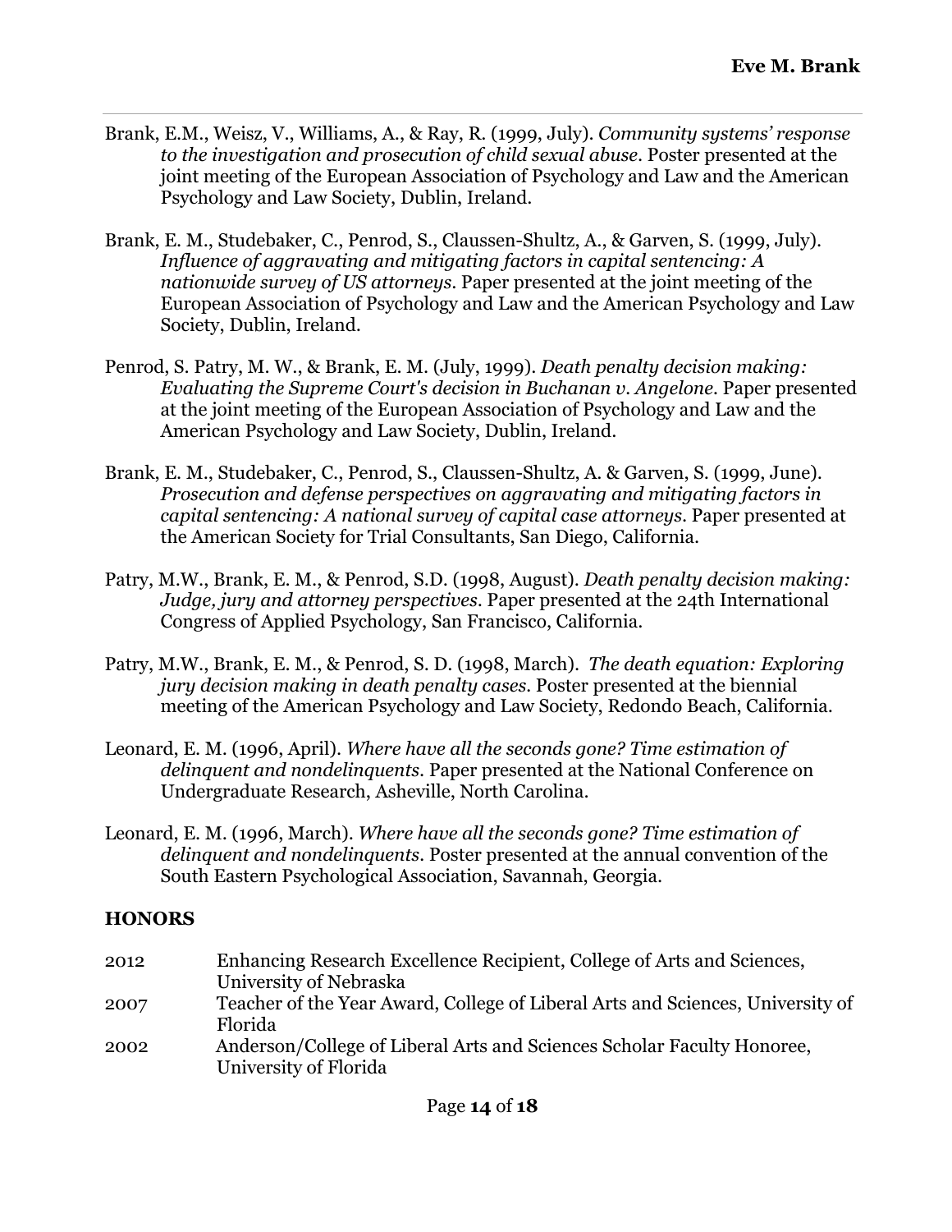Brank, E.M., Weisz, V., Williams, A., & Ray, R. (1999, July). *Community systems' response to the investigation and prosecution of child sexual abuse*. Poster presented at the joint meeting of the European Association of Psychology and Law and the American Psychology and Law Society, Dublin, Ireland.

Brank, E. M., Studebaker, C., Penrod, S., Claussen-Shultz, A., & Garven, S. (1999, July). *Influence of aggravating and mitigating factors in capital sentencing: A nationwide survey of US attorneys*. Paper presented at the joint meeting of the European Association of Psychology and Law and the American Psychology and Law Society, Dublin, Ireland.

Penrod, S. Patry, M. W., & Brank, E. M. (July, 1999). *Death penalty decision making: Evaluating the Supreme Court's decision in Buchanan v. Angelone*. Paper presented at the joint meeting of the European Association of Psychology and Law and the American Psychology and Law Society, Dublin, Ireland.

Brank, E. M., Studebaker, C., Penrod, S., Claussen-Shultz, A. & Garven, S. (1999, June). *Prosecution and defense perspectives on aggravating and mitigating factors in capital sentencing: A national survey of capital case attorneys*. Paper presented at the American Society for Trial Consultants, San Diego, California.

Patry, M.W., Brank, E. M., & Penrod, S.D. (1998, August). *Death penalty decision making: Judge, jury and attorney perspectives*. Paper presented at the 24th International Congress of Applied Psychology, San Francisco, California.

Patry, M.W., Brank, E. M., & Penrod, S. D. (1998, March). *The death equation: Exploring jury decision making in death penalty cases.* Poster presented at the biennial meeting of the American Psychology and Law Society, Redondo Beach, California.

Leonard, E. M. (1996, April). *Where have all the seconds gone? Time estimation of delinquent and nondelinquents*. Paper presented at the National Conference on Undergraduate Research, Asheville, North Carolina.

Leonard, E. M. (1996, March). *Where have all the seconds gone? Time estimation of delinquent and nondelinquents*. Poster presented at the annual convention of the South Eastern Psychological Association, Savannah, Georgia.

## HONORS

| | |
|---|---|
| 2012 | Enhancing Research Excellence Recipient, College of Arts and Sciences, University of Nebraska |
| 2007 | Teacher of the Year Award, College of Liberal Arts and Sciences, University of Florida |
| 2002 | Anderson/College of Liberal Arts and Sciences Scholar Faculty Honoree, University of Florida |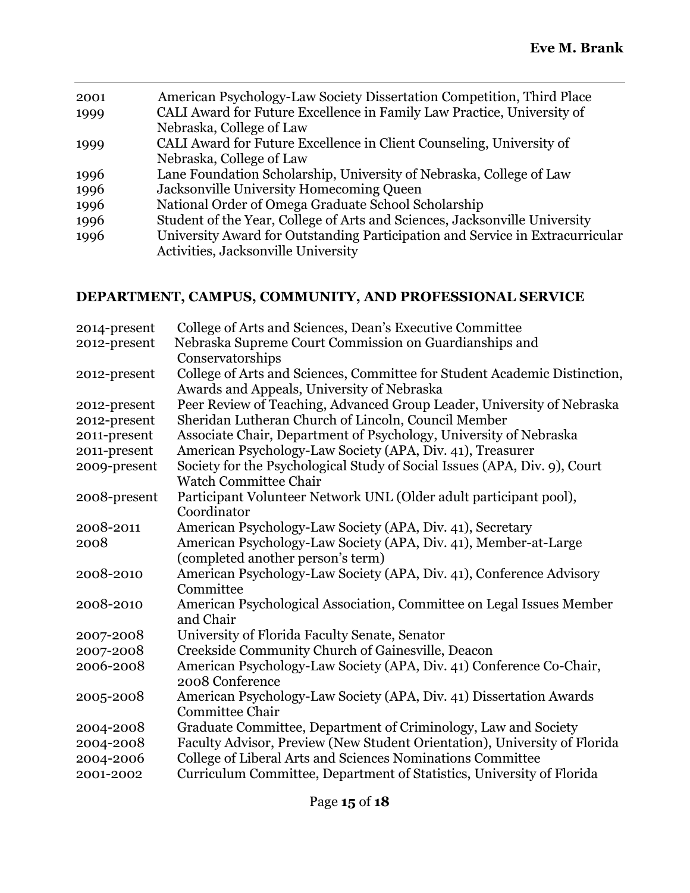| | |
|---|---|
| 2001 | American Psychology-Law Society Dissertation Competition, Third Place |
| 1999 | CALI Award for Future Excellence in Family Law Practice, University of Nebraska, College of Law |
| 1999 | CALI Award for Future Excellence in Client Counseling, University of Nebraska, College of Law |
| 1996 | Lane Foundation Scholarship, University of Nebraska, College of Law |
| 1996 | Jacksonville University Homecoming Queen |
| 1996 | National Order of Omega Graduate School Scholarship |
| 1996 | Student of the Year, College of Arts and Sciences, Jacksonville University |
| 1996 | University Award for Outstanding Participation and Service in Extracurricular Activities, Jacksonville University |

## DEPARTMENT, CAMPUS, COMMUNITY, AND PROFESSIONAL SERVICE

| | |
|---|---|
| 2014-present | College of Arts and Sciences, Dean's Executive Committee |
| 2012-present | Nebraska Supreme Court Commission on Guardianships and Conservatorships |
| 2012-present | College of Arts and Sciences, Committee for Student Academic Distinction, Awards and Appeals, University of Nebraska |
| 2012-present | Peer Review of Teaching, Advanced Group Leader, University of Nebraska |
| 2012-present | Sheridan Lutheran Church of Lincoln, Council Member |
| 2011-present | Associate Chair, Department of Psychology, University of Nebraska |
| 2011-present | American Psychology-Law Society (APA, Div. 41), Treasurer |
| 2009-present | Society for the Psychological Study of Social Issues (APA, Div. 9), Court Watch Committee Chair |
| 2008-present | Participant Volunteer Network UNL (Older adult participant pool), Coordinator |
| 2008-2011 | American Psychology-Law Society (APA, Div. 41), Secretary |
| 2008 | American Psychology-Law Society (APA, Div. 41), Member-at-Large (completed another person's term) |
| 2008-2010 | American Psychology-Law Society (APA, Div. 41), Conference Advisory Committee |
| 2008-2010 | American Psychological Association, Committee on Legal Issues Member and Chair |
| 2007-2008 | University of Florida Faculty Senate, Senator |
| 2007-2008 | Creekside Community Church of Gainesville, Deacon |
| 2006-2008 | American Psychology-Law Society (APA, Div. 41) Conference Co-Chair, 2008 Conference |
| 2005-2008 | American Psychology-Law Society (APA, Div. 41) Dissertation Awards Committee Chair |
| 2004-2008 | Graduate Committee, Department of Criminology, Law and Society |
| 2004-2008 | Faculty Advisor, Preview (New Student Orientation), University of Florida |
| 2004-2006 | College of Liberal Arts and Sciences Nominations Committee |
| 2001-2002 | Curriculum Committee, Department of Statistics, University of Florida |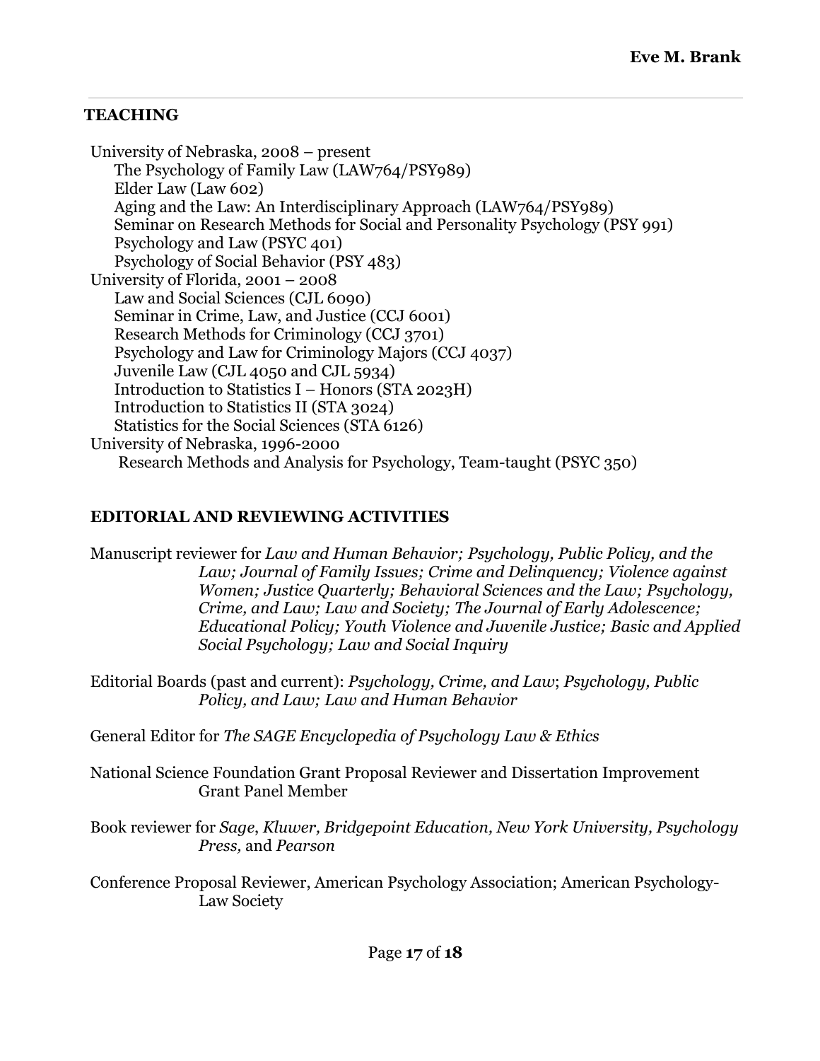## TEACHING

University of Nebraska, 2008 – present
- The Psychology of Family Law (LAW764/PSY989)
- Elder Law (Law 602)
- Aging and the Law: An Interdisciplinary Approach (LAW764/PSY989)
- Seminar on Research Methods for Social and Personality Psychology (PSY 991)
- Psychology and Law (PSYC 401)
- Psychology of Social Behavior (PSY 483)

University of Florida, 2001 – 2008
- Law and Social Sciences (CJL 6090)
- Seminar in Crime, Law, and Justice (CCJ 6001)
- Research Methods for Criminology (CCJ 3701)
- Psychology and Law for Criminology Majors (CCJ 4037)
- Juvenile Law (CJL 4050 and CJL 5934)
- Introduction to Statistics I – Honors (STA 2023H)
- Introduction to Statistics II (STA 3024)
- Statistics for the Social Sciences (STA 6126)

University of Nebraska, 1996-2000
- Research Methods and Analysis for Psychology, Team-taught (PSYC 350)

## EDITORIAL AND REVIEWING ACTIVITIES

Manuscript reviewer for *Law and Human Behavior; Psychology, Public Policy, and the Law; Journal of Family Issues; Crime and Delinquency; Violence against Women; Justice Quarterly; Behavioral Sciences and the Law; Psychology, Crime, and Law; Law and Society; The Journal of Early Adolescence; Educational Policy; Youth Violence and Juvenile Justice; Basic and Applied Social Psychology; Law and Social Inquiry*

Editorial Boards (past and current): *Psychology, Crime, and Law*; *Psychology, Public Policy, and Law; Law and Human Behavior*

General Editor for *The SAGE Encyclopedia of Psychology Law & Ethics*

National Science Foundation Grant Proposal Reviewer and Dissertation Improvement Grant Panel Member

Book reviewer for *Sage*, *Kluwer, Bridgepoint Education, New York University, Psychology Press,* and *Pearson*

Conference Proposal Reviewer, American Psychology Association; American Psychology-Law Society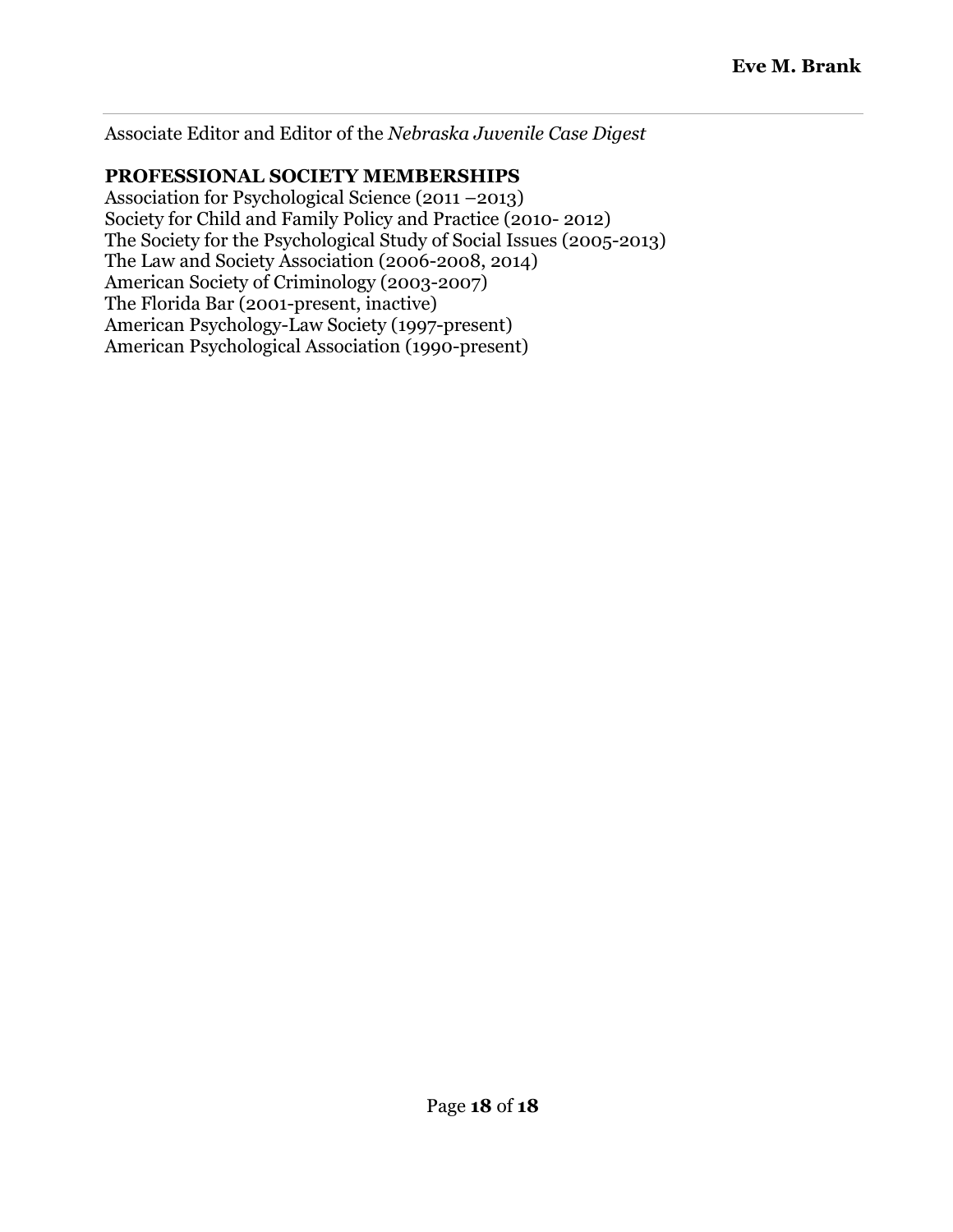Associate Editor and Editor of the *Nebraska Juvenile Case Digest*

## PROFESSIONAL SOCIETY MEMBERSHIPS

Association for Psychological Science (2011 –2013)
Society for Child and Family Policy and Practice (2010- 2012)
The Society for the Psychological Study of Social Issues (2005-2013)
The Law and Society Association (2006-2008, 2014)
American Society of Criminology (2003-2007)
The Florida Bar (2001-present, inactive)
American Psychology-Law Society (1997-present)
American Psychological Association (1990-present)